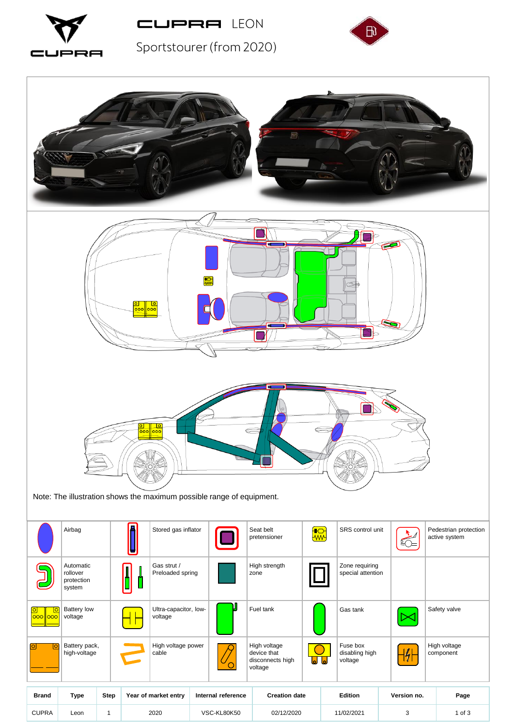# CUPRA LEON

Sportstourer (from 2020)

Note: The illustration shows the maximum possible range of equipment.

| | | | | | | | | | |
|---|---|---|---|---|---|---|---|---|---|
| | Airbag | | Stored gas inflator | | Seat belt pretensioner | | SRS control unit | | Pedestrian protection active system |
| | Automatic rollover protection system | | Gas strut / Preloaded spring | | High strength zone | | Zone requiring special attention | | |
| | Battery low voltage | | Ultra-capacitor, low-voltage | | Fuel tank | | Gas tank | | Safety valve |
| | Battery pack, high-voltage | | High voltage power cable | | High voltage device that disconnects high voltage | | Fuse box disabling high voltage | | High voltage component |

| Brand | Type | Step | Year of market entry | Internal reference | Creation date | Edition | Version no. | Page |
|---|---|---|---|---|---|---|---|---|
| CUPRA | Leon | 1 | 2020 | VSC-KL80K50 | 02/12/2020 | 11/02/2021 | 3 | 1 of 3 |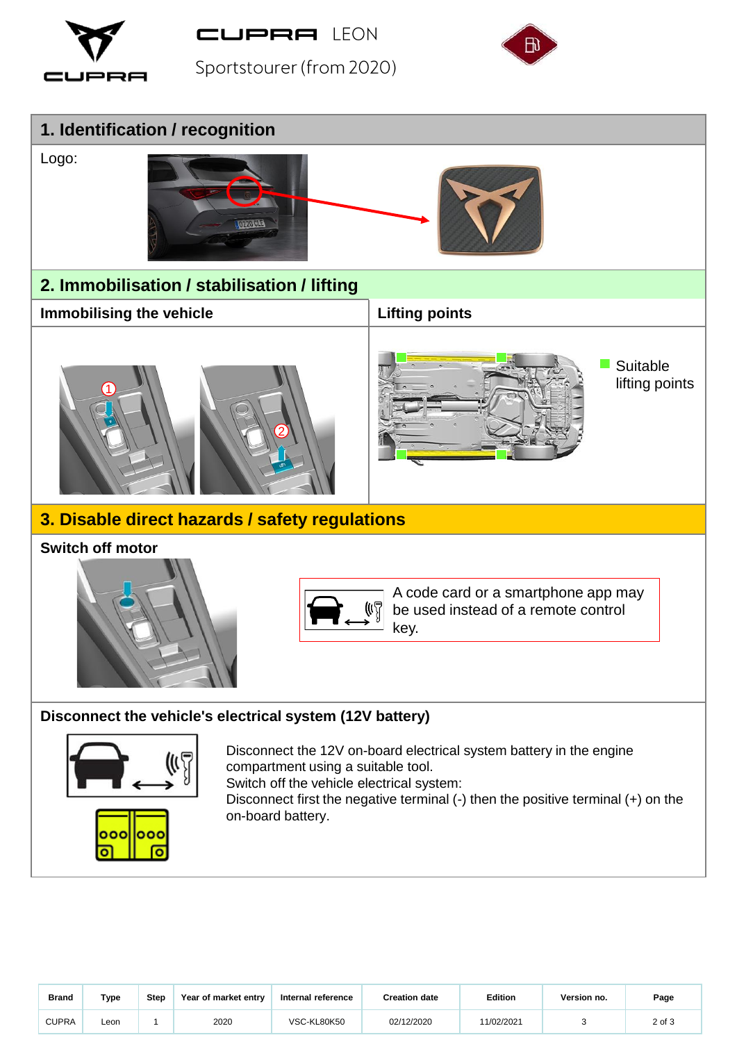CUPRA LEON

Sportstourer (from 2020)

## 1. Identification / recognition

Logo:

## 2. Immobilisation / stabilisation / lifting

### Immobilising the vehicle

### Lifting points

Suitable lifting points

## 3. Disable direct hazards / safety regulations

### Switch off motor

A code card or a smartphone app may be used instead of a remote control key.

### Disconnect the vehicle's electrical system (12V battery)

Disconnect the 12V on-board electrical system battery in the engine compartment using a suitable tool.
Switch off the vehicle electrical system:
Disconnect first the negative terminal (-) then the positive terminal (+) on the on-board battery.

| Brand | Type | Step | Year of market entry | Internal reference | Creation date | Edition | Version no. | Page |
|---|---|---|---|---|---|---|---|---|
| CUPRA | Leon | 1 | 2020 | VSC-KL80K50 | 02/12/2020 | 11/02/2021 | 3 | 2 of 3 |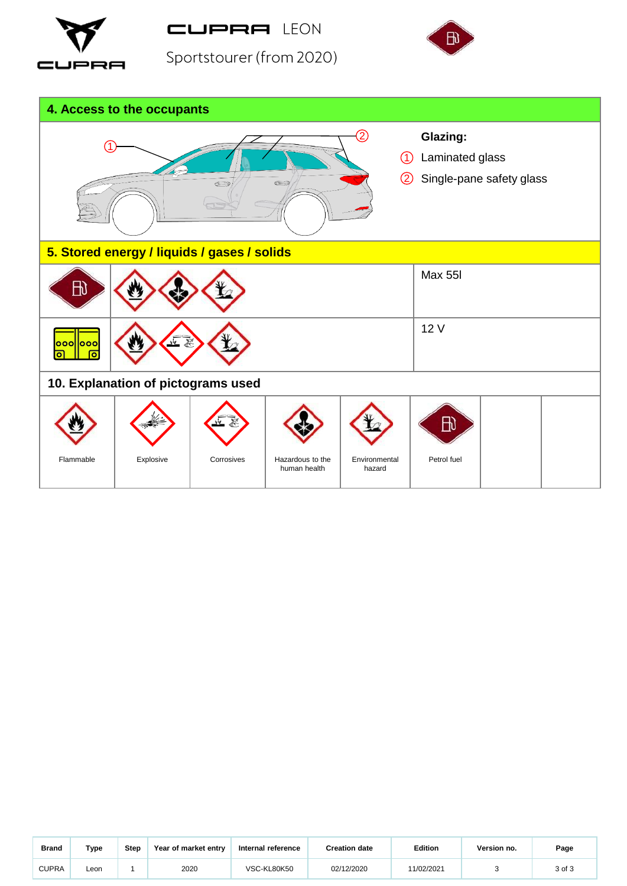CUPRA LEON

Sportstourer (from 2020)

## 4. Access to the occupants

**Glazing:**

① Laminated glass

② Single-pane safety glass

## 5. Stored energy / liquids / gases / solids

| | | |
|---|---|---|
| | | Max 55l |
| | | 12 V |

## 10. Explanation of pictograms used

| | | | | | | | |
|---|---|---|---|---|---|---|---|
| Flammable | Explosive | Corrosives | Hazardous to the human health | Environmental hazard | Petrol fuel | | |

| Brand | Type | Step | Year of market entry | Internal reference | Creation date | Edition | Version no. |
|---|---|---|---|---|---|---|---|
| CUPRA | Leon | 1 | 2020 | VSC-KL80K50 | 02/12/2020 | 11/02/2021 | 3 |